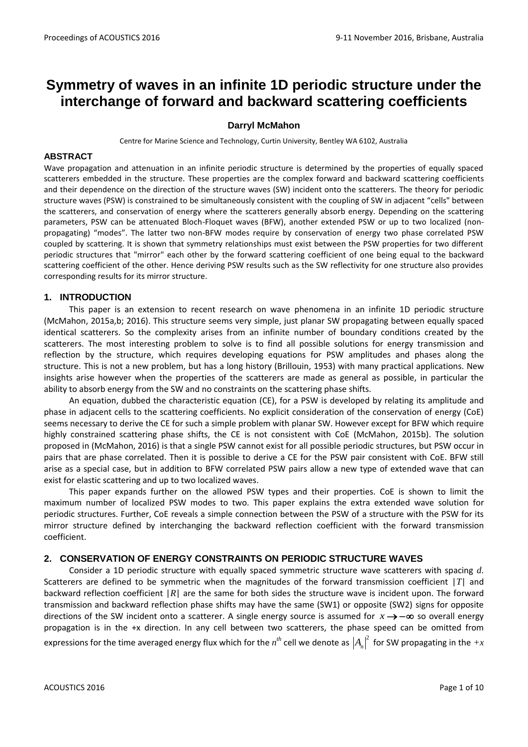# Symmetry of waves in an infinite 1D periodic structure under the interchange of forward and backward scattering coefficients

**Darryl McMahon**

Centre for Marine Science and Technology, Curtin University, Bentley WA 6102, Australia

## ABSTRACT

Wave propagation and attenuation in an infinite periodic structure is determined by the properties of equally spaced scatterers embedded in the structure. These properties are the complex forward and backward scattering coefficients and their dependence on the direction of the structure waves (SW) incident onto the scatterers. The theory for periodic structure waves (PSW) is constrained to be simultaneously consistent with the coupling of SW in adjacent "cells" between the scatterers, and conservation of energy where the scatterers generally absorb energy. Depending on the scattering parameters, PSW can be attenuated Bloch-Floquet waves (BFW), another extended PSW or up to two localized (non-propagating) "modes". The latter two non-BFW modes require by conservation of energy two phase correlated PSW coupled by scattering. It is shown that symmetry relationships must exist between the PSW properties for two different periodic structures that "mirror" each other by the forward scattering coefficient of one being equal to the backward scattering coefficient of the other. Hence deriving PSW results such as the SW reflectivity for one structure also provides corresponding results for its mirror structure.

## 1. INTRODUCTION

This paper is an extension to recent research on wave phenomena in an infinite 1D periodic structure (McMahon, 2015a,b; 2016). This structure seems very simple, just planar SW propagating between equally spaced identical scatterers. So the complexity arises from an infinite number of boundary conditions created by the scatterers. The most interesting problem to solve is to find all possible solutions for energy transmission and reflection by the structure, which requires developing equations for PSW amplitudes and phases along the structure. This is not a new problem, but has a long history (Brillouin, 1953) with many practical applications. New insights arise however when the properties of the scatterers are made as general as possible, in particular the ability to absorb energy from the SW and no constraints on the scattering phase shifts.

An equation, dubbed the characteristic equation (CE), for a PSW is developed by relating its amplitude and phase in adjacent cells to the scattering coefficients. No explicit consideration of the conservation of energy (CoE) seems necessary to derive the CE for such a simple problem with planar SW. However except for BFW which require highly constrained scattering phase shifts, the CE is not consistent with CoE (McMahon, 2015b). The solution proposed in (McMahon, 2016) is that a single PSW cannot exist for all possible periodic structures, but PSW occur in pairs that are phase correlated. Then it is possible to derive a CE for the PSW pair consistent with CoE. BFW still arise as a special case, but in addition to BFW correlated PSW pairs allow a new type of extended wave that can exist for elastic scattering and up to two localized waves.

This paper expands further on the allowed PSW types and their properties. CoE is shown to limit the maximum number of localized PSW modes to two. This paper explains the extra extended wave solution for periodic structures. Further, CoE reveals a simple connection between the PSW of a structure with the PSW for its mirror structure defined by interchanging the backward reflection coefficient with the forward transmission coefficient.

## 2. CONSERVATION OF ENERGY CONSTRAINTS ON PERIODIC STRUCTURE WAVES

Consider a 1D periodic structure with equally spaced symmetric structure wave scatterers with spacing $d$. Scatterers are defined to be symmetric when the magnitudes of the forward transmission coefficient $|T|$ and backward reflection coefficient $|R|$ are the same for both sides the structure wave is incident upon. The forward transmission and backward reflection phase shifts may have the same (SW1) or opposite (SW2) signs for opposite directions of the SW incident onto a scatterer. A single energy source is assumed for $x \rightarrow -\infty$ so overall energy propagation is in the +x direction. In any cell between two scatterers, the phase speed can be omitted from expressions for the time averaged energy flux which for the $n^{th}$ cell we denote as $|A_n|^2$ for SW propagating in the $+x$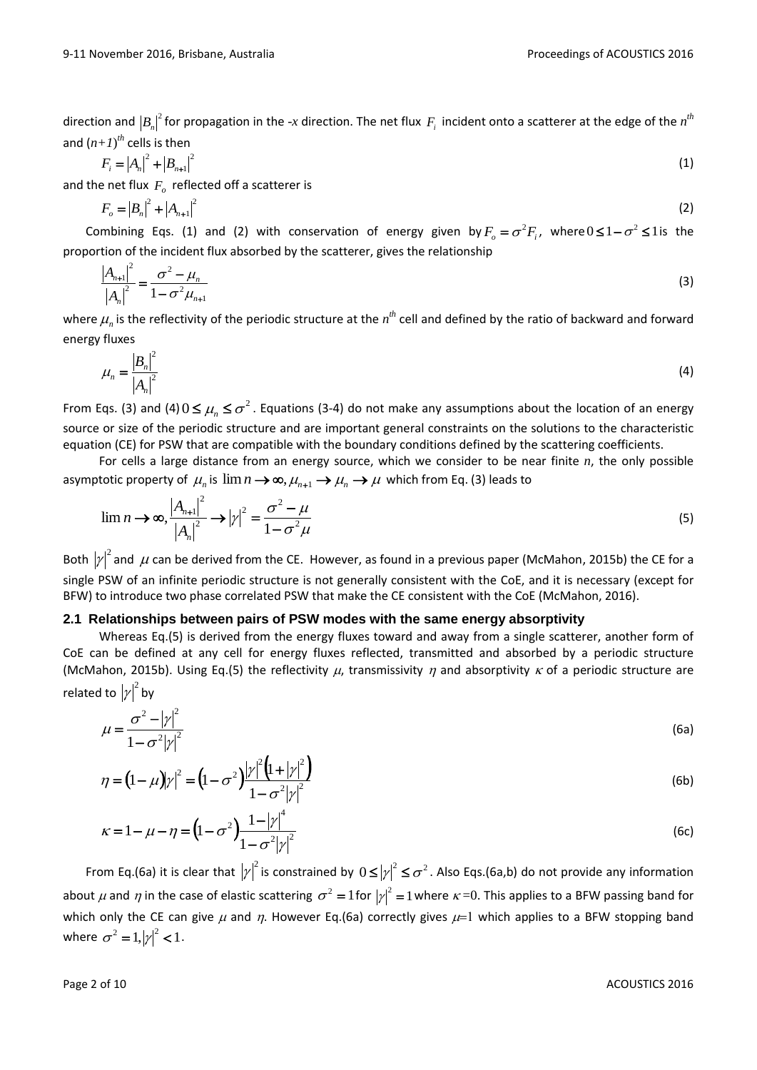direction and $|B_n|^2$ for propagation in the *-x* direction. The net flux $F_i$ incident onto a scatterer at the edge of the $n^{th}$ and $(n+1)^{th}$ cells is then

$$F_i = |A_n|^2 + |B_{n+1}|^2 \tag{1}$$

and the net flux $F_o$ reflected off a scatterer is

$$F_o = |B_n|^2 + |A_{n+1}|^2 \tag{2}$$

Combining Eqs. (1) and (2) with conservation of energy given by $F_o = \sigma^2 F_i$, where $0 \le 1-\sigma^2 \le 1$ is the proportion of the incident flux absorbed by the scatterer, gives the relationship

$$\frac{|A_{n+1}|^2}{|A_n|^2} = \frac{\sigma^2 - \mu_n}{1-\sigma^2 \mu_{n+1}} \tag{3}$$

where $\mu_n$ is the reflectivity of the periodic structure at the $n^{th}$ cell and defined by the ratio of backward and forward energy fluxes

$$\mu_n = \frac{|B_n|^2}{|A_n|^2} \tag{4}$$

From Eqs. (3) and (4) $0 \le \mu_n \le \sigma^2$. Equations (3-4) do not make any assumptions about the location of an energy source or size of the periodic structure and are important general constraints on the solutions to the characteristic equation (CE) for PSW that are compatible with the boundary conditions defined by the scattering coefficients.

For cells a large distance from an energy source, which we consider to be near finite *n*, the only possible asymptotic property of $\mu_n$ is $\lim n \to \infty, \mu_{n+1} \to \mu_n \to \mu$ which from Eq. (3) leads to

$$\lim n \to \infty, \frac{|A_{n+1}|^2}{|A_n|^2} \to |\gamma|^2 = \frac{\sigma^2 - \mu}{1-\sigma^2 \mu} \tag{5}$$

Both $|\gamma|^2$ and $\mu$ can be derived from the CE. However, as found in a previous paper (McMahon, 2015b) the CE for a single PSW of an infinite periodic structure is not generally consistent with the CoE, and it is necessary (except for BFW) to introduce two phase correlated PSW that make the CE consistent with the CoE (McMahon, 2016).

### 2.1 Relationships between pairs of PSW modes with the same energy absorptivity

Whereas Eq.(5) is derived from the energy fluxes toward and away from a single scatterer, another form of CoE can be defined at any cell for energy fluxes reflected, transmitted and absorbed by a periodic structure (McMahon, 2015b). Using Eq.(5) the reflectivity $\mu$, transmissivity $\eta$ and absorptivity $\kappa$ of a periodic structure are related to $|\gamma|^2$ by

$$\mu = \frac{\sigma^2 - |\gamma|^2}{1-\sigma^2|\gamma|^2} \tag{6a}$$

$$\eta = (1-\mu)|\gamma|^2 = \left(1-\sigma^2\right)\frac{|\gamma|^2\left(1+|\gamma|^2\right)}{1-\sigma^2|\gamma|^2} \tag{6b}$$

$$\kappa = 1-\mu-\eta = \left(1-\sigma^2\right)\frac{1-|\gamma|^4}{1-\sigma^2|\gamma|^2} \tag{6c}$$

From Eq.(6a) it is clear that $|\gamma|^2$ is constrained by $0 \le |\gamma|^2 \le \sigma^2$. Also Eqs.(6a,b) do not provide any information about $\mu$ and $\eta$ in the case of elastic scattering $\sigma^2 = 1$ for $|\gamma|^2 = 1$ where $\kappa = 0$. This applies to a BFW passing band for which only the CE can give $\mu$ and $\eta$. However Eq.(6a) correctly gives $\mu = 1$ which applies to a BFW stopping band where $\sigma^2 = 1, |\gamma|^2 < 1$.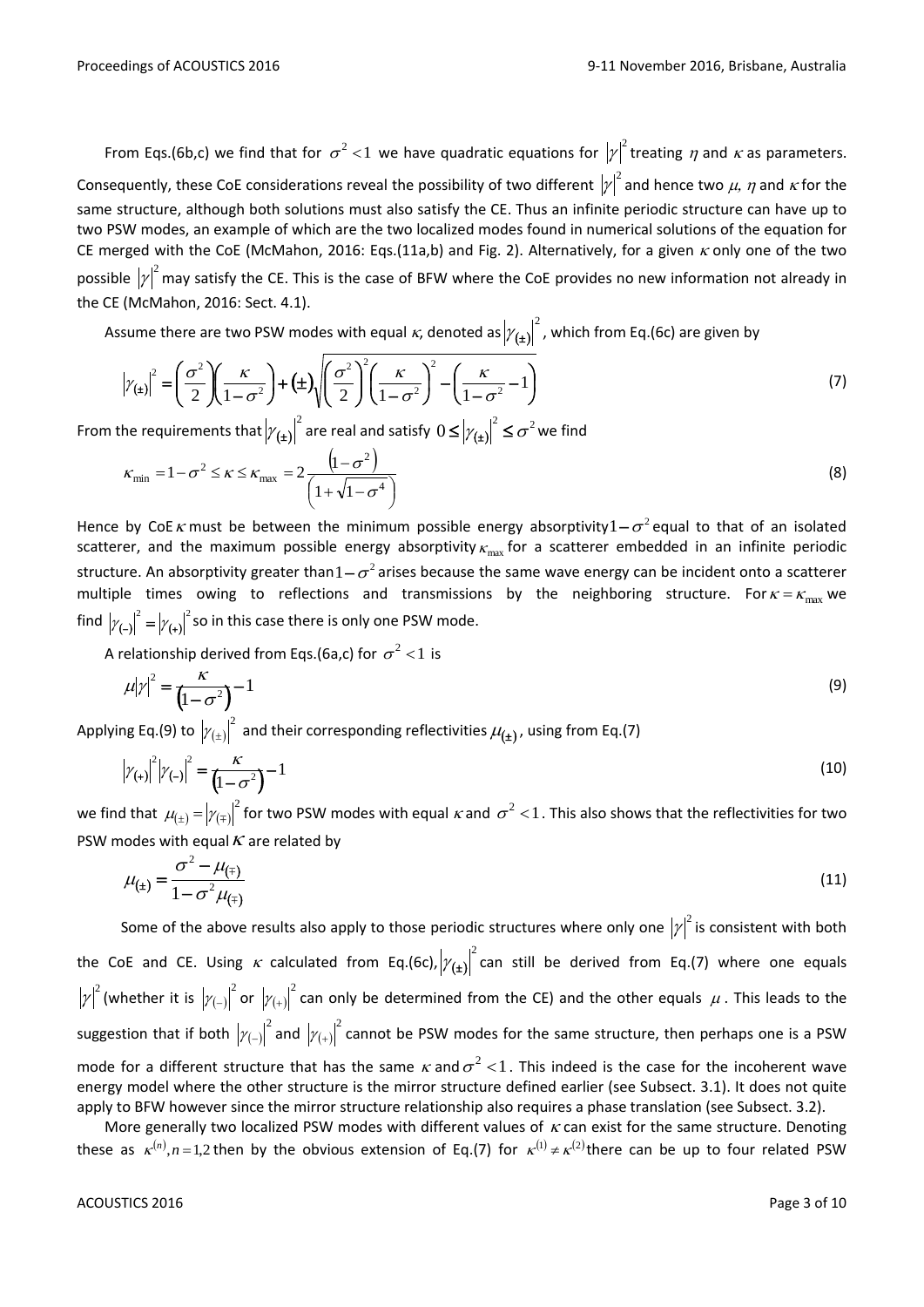From Eqs.(6b,c) we find that for $\sigma^2 < 1$ we have quadratic equations for $|\gamma|^2$ treating $\eta$ and $\kappa$ as parameters. Consequently, these CoE considerations reveal the possibility of two different $|\gamma|^2$ and hence two $\mu$, $\eta$ and $\kappa$ for the same structure, although both solutions must also satisfy the CE. Thus an infinite periodic structure can have up to two PSW modes, an example of which are the two localized modes found in numerical solutions of the equation for CE merged with the CoE (McMahon, 2016: Eqs.(11a,b) and Fig. 2). Alternatively, for a given $\kappa$ only one of the two possible $|\gamma|^2$ may satisfy the CE. This is the case of BFW where the CoE provides no new information not already in the CE (McMahon, 2016: Sect. 4.1).

Assume there are two PSW modes with equal $\kappa$, denoted as $|\gamma_{(\pm)}|^2$, which from Eq.(6c) are given by

$$|\gamma_{(\pm)}|^2 = \left(\frac{\sigma^2}{2}\right)\left(\frac{\kappa}{1-\sigma^2}\right) + (\pm)\sqrt{\left(\frac{\sigma^2}{2}\right)^2\left(\frac{\kappa}{1-\sigma^2}\right)^2 - \left(\frac{\kappa}{1-\sigma^2} - 1\right)} \tag{7}$$

From the requirements that $|\gamma_{(\pm)}|^2$ are real and satisfy $0 \le |\gamma_{(\pm)}|^2 \le \sigma^2$ we find

$$\kappa_{\min} = 1 - \sigma^2 \le \kappa \le \kappa_{\max} = 2\frac{(1-\sigma^2)}{\left(1+\sqrt{1-\sigma^4}\right)} \tag{8}$$

Hence by CoE $\kappa$ must be between the minimum possible energy absorptivity $1-\sigma^2$ equal to that of an isolated scatterer, and the maximum possible energy absorptivity $\kappa_{\max}$ for a scatterer embedded in an infinite periodic structure. An absorptivity greater than $1-\sigma^2$ arises because the same wave energy can be incident onto a scatterer multiple times owing to reflections and transmissions by the neighboring structure. For $\kappa = \kappa_{\max}$ we find $|\gamma_{(-)}|^2 = |\gamma_{(+)}|^2$ so in this case there is only one PSW mode.

A relationship derived from Eqs.(6a,c) for $\sigma^2 < 1$ is

$$\mu|\gamma|^2 = \frac{\kappa}{(1-\sigma^2)} - 1 \tag{9}$$

Applying Eq.(9) to $|\gamma_{(\pm)}|^2$ and their corresponding reflectivities $\mu_{(\pm)}$, using from Eq.(7)

$$|\gamma_{(+)}|^2|\gamma_{(-)}|^2 = \frac{\kappa}{(1-\sigma^2)} - 1 \tag{10}$$

we find that $\mu_{(\pm)} = |\gamma_{(\mp)}|^2$ for two PSW modes with equal $\kappa$ and $\sigma^2 < 1$. This also shows that the reflectivities for two PSW modes with equal $\kappa$ are related by

$$\mu_{(\pm)} = \frac{\sigma^2 - \mu_{(\mp)}}{1 - \sigma^2\mu_{(\mp)}} \tag{11}$$

Some of the above results also apply to those periodic structures where only one $|\gamma|^2$ is consistent with both the CoE and CE. Using $\kappa$ calculated from Eq.(6c), $|\gamma_{(\pm)}|^2$ can still be derived from Eq.(7) where one equals $|\gamma|^2$ (whether it is $|\gamma_{(-)}|^2$ or $|\gamma_{(+)}|^2$ can only be determined from the CE) and the other equals $\mu$. This leads to the suggestion that if both $|\gamma_{(-)}|^2$ and $|\gamma_{(+)}|^2$ cannot be PSW modes for the same structure, then perhaps one is a PSW mode for a different structure that has the same $\kappa$ and $\sigma^2 < 1$. This indeed is the case for the incoherent wave energy model where the other structure is the mirror structure defined earlier (see Subsect. 3.1). It does not quite apply to BFW however since the mirror structure relationship also requires a phase translation (see Subsect. 3.2).

More generally two localized PSW modes with different values of $\kappa$ can exist for the same structure. Denoting these as $\kappa^{(n)}, n = 1,2$ then by the obvious extension of Eq.(7) for $\kappa^{(1)} \ne \kappa^{(2)}$ there can be up to four related PSW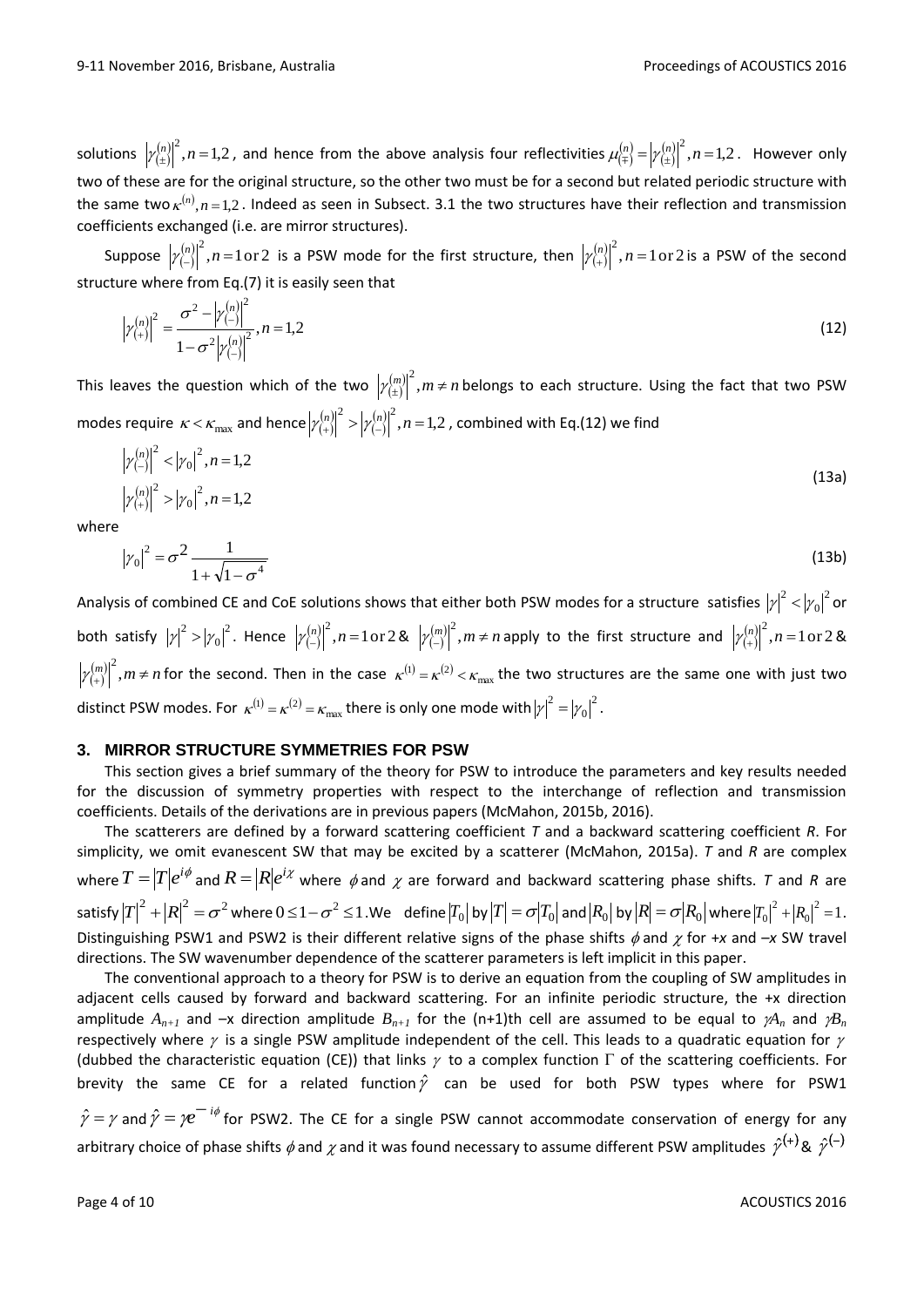solutions $\left|\gamma_{(\pm)}^{(n)}\right|^2, n=1,2$, and hence from the above analysis four reflectivities $\mu_{(\mp)}^{(n)} = \left|\gamma_{(\pm)}^{(n)}\right|^2, n=1,2$. However only two of these are for the original structure, so the other two must be for a second but related periodic structure with the same two $\kappa^{(n)}, n=1,2$. Indeed as seen in Subsect. 3.1 the two structures have their reflection and transmission coefficients exchanged (i.e. are mirror structures).

Suppose $\left|\gamma_{(-)}^{(n)}\right|^2, n=1\,\text{or}\,2$ is a PSW mode for the first structure, then $\left|\gamma_{(+)}^{(n)}\right|^2, n=1\,\text{or}\,2$ is a PSW of the second structure where from Eq.(7) it is easily seen that

$$\left|\gamma_{(+)}^{(n)}\right|^2 = \frac{\sigma^2 - \left|\gamma_{(-)}^{(n)}\right|^2}{1-\sigma^2\left|\gamma_{(-)}^{(n)}\right|^2}, n=1,2 \tag{12}$$

This leaves the question which of the two $\left|\gamma_{(\pm)}^{(m)}\right|^2, m \neq n$ belongs to each structure. Using the fact that two PSW modes require $\kappa < \kappa_{\max}$ and hence $\left|\gamma_{(+)}^{(n)}\right|^2 > \left|\gamma_{(-)}^{(n)}\right|^2, n=1,2$, combined with Eq.(12) we find

$$\begin{aligned} &\left|\gamma_{(-)}^{(n)}\right|^2 < \left|\gamma_0\right|^2, n=1,2 \\ &\left|\gamma_{(+)}^{(n)}\right|^2 > \left|\gamma_0\right|^2, n=1,2 \end{aligned} \tag{13a}$$

where

$$\left|\gamma_0\right|^2 = \sigma^2 \frac{1}{1+\sqrt{1-\sigma^4}} \tag{13b}$$

Analysis of combined CE and CoE solutions shows that either both PSW modes for a structure satisfies $\left|\gamma\right|^2 < \left|\gamma_0\right|^2$ or both satisfy $\left|\gamma\right|^2 > \left|\gamma_0\right|^2$. Hence $\left|\gamma_{(-)}^{(n)}\right|^2, n=1\,\text{or}\,2$ & $\left|\gamma_{(-)}^{(m)}\right|^2, m \neq n$ apply to the first structure and $\left|\gamma_{(+)}^{(n)}\right|^2, n=1\,\text{or}\,2$ & $\left|\gamma_{(+)}^{(m)}\right|^2, m \neq n$ for the second. Then in the case $\kappa^{(1)} = \kappa^{(2)} < \kappa_{\max}$ the two structures are the same one with just two distinct PSW modes. For $\kappa^{(1)} = \kappa^{(2)} = \kappa_{\max}$ there is only one mode with $\left|\gamma\right|^2 = \left|\gamma_0\right|^2$.

## 3. MIRROR STRUCTURE SYMMETRIES FOR PSW

This section gives a brief summary of the theory for PSW to introduce the parameters and key results needed for the discussion of symmetry properties with respect to the interchange of reflection and transmission coefficients. Details of the derivations are in previous papers (McMahon, 2015b, 2016).

The scatterers are defined by a forward scattering coefficient *T* and a backward scattering coefficient *R*. For simplicity, we omit evanescent SW that may be excited by a scatterer (McMahon, 2015a). *T* and *R* are complex where $T = |T|e^{i\phi}$ and $R = |R|e^{i\chi}$ where $\phi$ and $\chi$ are forward and backward scattering phase shifts. *T* and *R* are satisfy $|T|^2 + |R|^2 = \sigma^2$ where $0 \le 1-\sigma^2 \le 1$. We define $|T_0|$ by $|T| = \sigma|T_0|$ and $|R_0|$ by $|R| = \sigma|R_0|$ where $|T_0|^2 + |R_0|^2 = 1$. Distinguishing PSW1 and PSW2 is their different relative signs of the phase shifts $\phi$ and $\chi$ for +*x* and –*x* SW travel directions. The SW wavenumber dependence of the scatterer parameters is left implicit in this paper.

The conventional approach to a theory for PSW is to derive an equation from the coupling of SW amplitudes in adjacent cells caused by forward and backward scattering. For an infinite periodic structure, the +x direction amplitude $A_{n+1}$ and –x direction amplitude $B_{n+1}$ for the (n+1)th cell are assumed to be equal to $\gamma A_n$ and $\gamma B_n$ respectively where $\gamma$ is a single PSW amplitude independent of the cell. This leads to a quadratic equation for $\gamma$ (dubbed the characteristic equation (CE)) that links $\gamma$ to a complex function $\Gamma$ of the scattering coefficients. For brevity the same CE for a related function $\hat{\gamma}$ can be used for both PSW types where for PSW1 $\hat{\gamma} = \gamma$ and $\hat{\gamma} = \gamma e^{-i\phi}$ for PSW2. The CE for a single PSW cannot accommodate conservation of energy for any arbitrary choice of phase shifts $\phi$ and $\chi$ and it was found necessary to assume different PSW amplitudes $\hat{\gamma}^{(+)}$ & $\hat{\gamma}^{(-)}$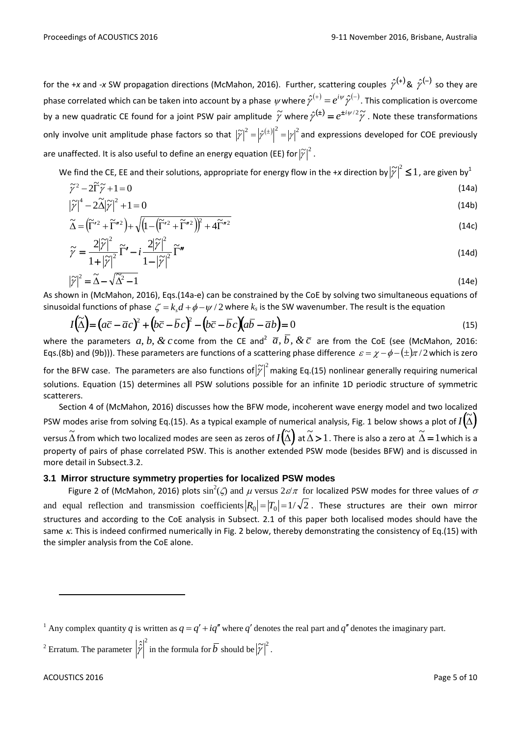for the +*x* and -*x* SW propagation directions (McMahon, 2016). Further, scattering couples $\hat{\gamma}^{(+)}$ & $\hat{\gamma}^{(-)}$ so they are phase correlated which can be taken into account by a phase $\psi$ where $\hat{\gamma}^{(+)} = e^{i\psi}\hat{\gamma}^{(-)}$. This complication is overcome by a new quadratic CE found for a joint PSW pair amplitude $\tilde{\gamma}$ where $\hat{\gamma}^{(\pm)} = e^{\pm i\psi/2}\tilde{\gamma}$. Note these transformations only involve unit amplitude phase factors so that $|\tilde{\gamma}|^2 = |\hat{\gamma}^{(\pm)}|^2 = |\gamma|^2$ and expressions developed for COE previously are unaffected. It is also useful to define an energy equation (EE) for $|\tilde{\gamma}|^2$.

We find the CE, EE and their solutions, appropriate for energy flow in the +*x* direction by $|\tilde{\gamma}|^2 \leq 1$, are given by[1]

$$\tilde{\gamma}^2 - 2\tilde{\Gamma}\tilde{\gamma} + 1 = 0 \tag{14a}$$

$$|\tilde{\gamma}|^4 - 2\tilde{\Delta}|\tilde{\gamma}|^2 + 1 = 0 \tag{14b}$$

$$\tilde{\Delta} = \left(\tilde{\Gamma}'^2 + \tilde{\Gamma}''^2\right) + \sqrt{\left(1 - \left(\tilde{\Gamma}'^2 + \tilde{\Gamma}''^2\right)\right)^2 + 4\tilde{\Gamma}''^2} \tag{14c}$$

$$\tilde{\gamma} = \frac{2|\tilde{\gamma}|^2}{1 + |\tilde{\gamma}|^2}\tilde{\Gamma}' - i\frac{2|\tilde{\gamma}|^2}{1 - |\tilde{\gamma}|^2}\tilde{\Gamma}'' \tag{14d}$$

$$|\tilde{\gamma}|^2 = \tilde{\Delta} - \sqrt{\tilde{\Delta}^2 - 1} \tag{14e}$$

As shown in (McMahon, 2016), Eqs.(14a-e) can be constrained by the CoE by solving two simultaneous equations of sinusoidal functions of phase $\zeta = k_s d + \phi - \psi/2$ where $k_s$ is the SW wavenumber. The result is the equation

$$I(\tilde{\Delta}) = \left(a\bar{c} - \bar{a}c\right)^2 + \left(b\bar{c} - \bar{b}c\right)^2 - \left(b\bar{c} - \bar{b}c\right)\left(a\bar{b} - \bar{a}b\right) = 0 \tag{15}$$

where the parameters $a, b, \& \, c$ come from the CE and[2] $\bar{a}, \bar{b}, \& \, \bar{c}$ are from the CoE (see (McMahon, 2016: Eqs.(8b) and (9b))). These parameters are functions of a scattering phase difference $\varepsilon = \chi - \phi - (\pm)\pi/2$ which is zero for the BFW case. The parameters are also functions of $|\tilde{\gamma}|^2$ making Eq.(15) nonlinear generally requiring numerical solutions. Equation (15) determines all PSW solutions possible for an infinite 1D periodic structure of symmetric scatterers.

Section 4 of (McMahon, 2016) discusses how the BFW mode, incoherent wave energy model and two localized PSW modes arise from solving Eq.(15). As a typical example of numerical analysis, Fig. 1 below shows a plot of $I(\tilde{\Delta})$ versus $\tilde{\Delta}$ from which two localized modes are seen as zeros of $I(\tilde{\Delta})$ at $\tilde{\Delta} > 1$. There is also a zero at $\tilde{\Delta} = 1$ which is a property of pairs of phase correlated PSW. This is another extended PSW mode (besides BFW) and is discussed in more detail in Subsect.3.2.

### 3.1 Mirror structure symmetry properties for localized PSW modes

Figure 2 of (McMahon, 2016) plots $\sin^2(\zeta)$ and $\mu$ versus $2\varepsilon/\pi$ for localized PSW modes for three values of $\sigma$ and equal reflection and transmission coefficients $|R_0| = |T_0| = 1/\sqrt{2}$. These structures are their own mirror structures and according to the CoE analysis in Subsect. 2.1 of this paper both localised modes should have the same $\kappa$. This is indeed confirmed numerically in Fig. 2 below, thereby demonstrating the consistency of Eq.(15) with the simpler analysis from the CoE alone.

---

[1] Any complex quantity $q$ is written as $q = q' + iq''$ where $q'$ denotes the real part and $q''$ denotes the imaginary part.

[2] Erratum. The parameter $|\hat{\tilde{\gamma}}|^2$ in the formula for $\bar{b}$ should be $|\tilde{\gamma}|^2$.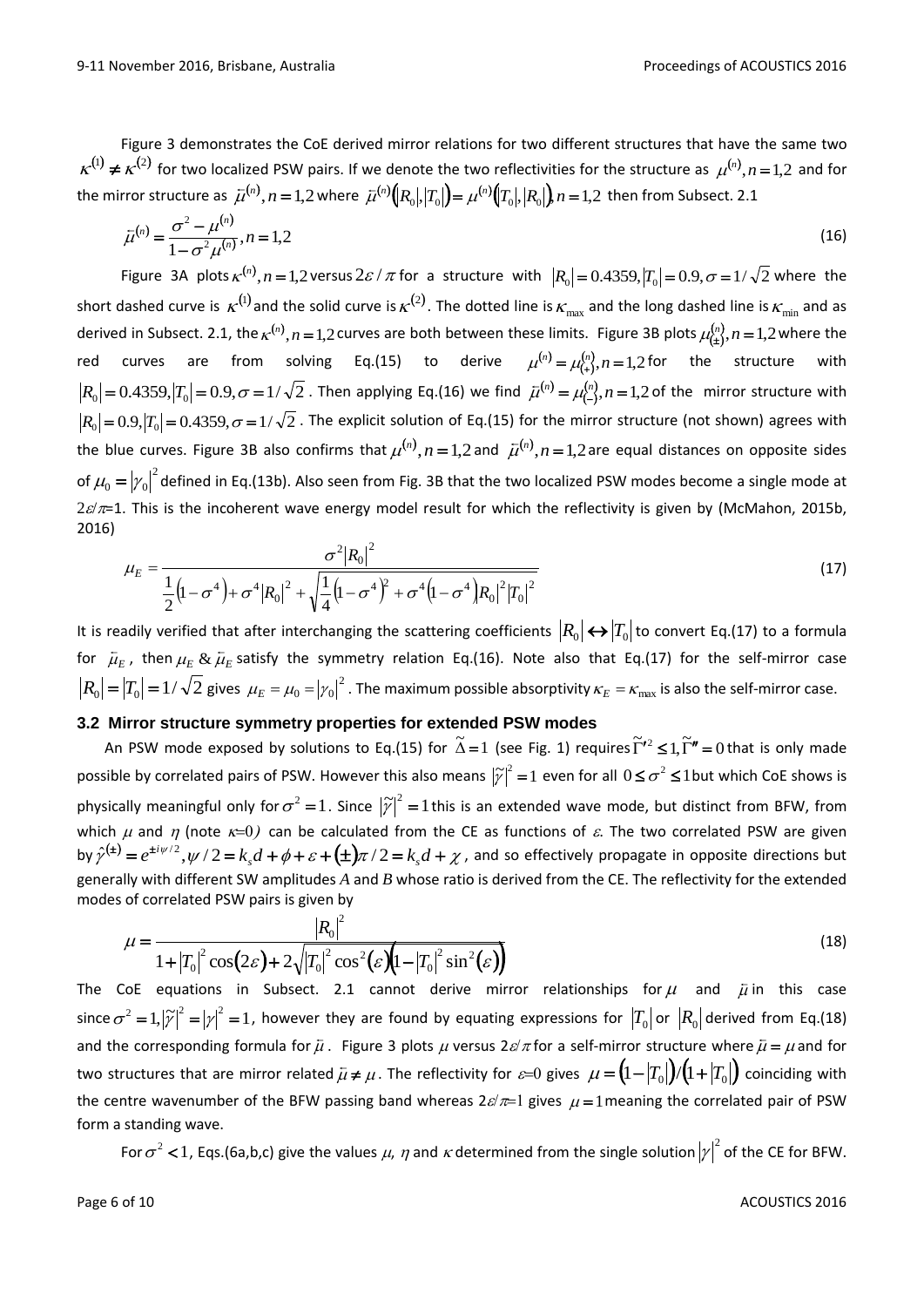Figure 3 demonstrates the CoE derived mirror relations for two different structures that have the same two $\kappa^{(1)} \neq \kappa^{(2)}$ for two localized PSW pairs. If we denote the two reflectivities for the structure as $\mu^{(n)}, n = 1,2$ and for the mirror structure as $\breve{\mu}^{(n)}, n = 1,2$ where $\breve{\mu}^{(n)}(|R_0|,|T_0|) = \mu^{(n)}(|T_0|,|R_0|), n = 1,2$ then from Subsect. 2.1

$$\breve{\mu}^{(n)} = \frac{\sigma^2 - \mu^{(n)}}{1 - \sigma^2 \mu^{(n)}}, n = 1,2 \tag{16}$$

Figure 3A plots $\kappa^{(n)}, n = 1,2$ versus $2\varepsilon/\pi$ for a structure with $|R_0| = 0.4359, |T_0| = 0.9, \sigma = 1/\sqrt{2}$ where the short dashed curve is $\kappa^{(1)}$ and the solid curve is $\kappa^{(2)}$. The dotted line is $\kappa_{\max}$ and the long dashed line is $\kappa_{\min}$ and as derived in Subsect. 2.1, the $\kappa^{(n)}, n = 1,2$ curves are both between these limits. Figure 3B plots $\mu^{(n)}_{(\pm)}, n = 1,2$ where the red curves are from solving Eq.(15) to derive $\mu^{(n)} = \mu^{(n)}_{(+)}, n = 1,2$ for the structure with $|R_0| = 0.4359, |T_0| = 0.9, \sigma = 1/\sqrt{2}$. Then applying Eq.(16) we find $\breve{\mu}^{(n)} = \mu^{(n)}_{(-)}, n = 1,2$ of the mirror structure with $|R_0| = 0.9, |T_0| = 0.4359, \sigma = 1/\sqrt{2}$. The explicit solution of Eq.(15) for the mirror structure (not shown) agrees with the blue curves. Figure 3B also confirms that $\mu^{(n)}, n = 1,2$ and $\breve{\mu}^{(n)}, n = 1,2$ are equal distances on opposite sides of $\mu_0 = |\gamma_0|^2$ defined in Eq.(13b). Also seen from Fig. 3B that the two localized PSW modes become a single mode at $2\varepsilon/\pi$=1. This is the incoherent wave energy model result for which the reflectivity is given by (McMahon, 2015b, 2016)

$$\mu_E = \frac{\sigma^2 |R_0|^2}{\frac{1}{2}(1-\sigma^4) + \sigma^4 |R_0|^2 + \sqrt{\frac{1}{4}(1-\sigma^4)^2 + \sigma^4 (1-\sigma^4)|R_0|^2 |T_0|^2}} \tag{17}$$

It is readily verified that after interchanging the scattering coefficients $|R_0| \leftrightarrow |T_0|$ to convert Eq.(17) to a formula for $\breve{\mu}_E$, then $\mu_E$ & $\breve{\mu}_E$ satisfy the symmetry relation Eq.(16). Note also that Eq.(17) for the self-mirror case $|R_0| = |T_0| = 1/\sqrt{2}$ gives $\mu_E = \mu_0 = |\gamma_0|^2$. The maximum possible absorptivity $\kappa_E = \kappa_{\max}$ is also the self-mirror case.

### 3.2 Mirror structure symmetry properties for extended PSW modes

An PSW mode exposed by solutions to Eq.(15) for $\tilde{\Delta} = 1$ (see Fig. 1) requires $\tilde{\Gamma}'^2 \leq 1, \tilde{\Gamma}'' = 0$ that is only made possible by correlated pairs of PSW. However this also means $|\tilde{\gamma}|^2 = 1$ even for all $0 \leq \sigma^2 \leq 1$ but which CoE shows is physically meaningful only for $\sigma^2 = 1$. Since $|\tilde{\gamma}|^2 = 1$ this is an extended wave mode, but distinct from BFW, from which $\mu$ and $\eta$ (note $\kappa$=0) can be calculated from the CE as functions of $\varepsilon$. The two correlated PSW are given by $\hat{\gamma}^{(\pm)} = e^{\pm i\psi/2}, \psi/2 = k_s d + \phi + \varepsilon + (\pm)\pi/2 = k_s d + \chi$, and so effectively propagate in opposite directions but generally with different SW amplitudes *A* and *B* whose ratio is derived from the CE. The reflectivity for the extended modes of correlated PSW pairs is given by

$$\mu = \frac{|R_0|^2}{1 + |T_0|^2 \cos(2\varepsilon) + 2\sqrt{|T_0|^2 \cos^2(\varepsilon)(1 - |T_0|^2 \sin^2(\varepsilon))}} \tag{18}$$

The CoE equations in Subsect. 2.1 cannot derive mirror relationships for $\mu$ and $\breve{\mu}$ in this case since $\sigma^2 = 1, |\tilde{\gamma}|^2 = |\gamma|^2 = 1$, however they are found by equating expressions for $|T_0|$ or $|R_0|$ derived from Eq.(18) and the corresponding formula for $\breve{\mu}$. Figure 3 plots $\mu$ versus $2\varepsilon/\pi$ for a self-mirror structure where $\breve{\mu} = \mu$ and for two structures that are mirror related $\breve{\mu} \neq \mu$. The reflectivity for $\varepsilon$=0 gives $\mu = (1 - |T_0|)/(1 + |T_0|)$ coinciding with the centre wavenumber of the BFW passing band whereas $2\varepsilon/\pi$=1 gives $\mu = 1$ meaning the correlated pair of PSW form a standing wave.

For $\sigma^2 < 1$, Eqs.(6a,b,c) give the values $\mu$, $\eta$ and $\kappa$ determined from the single solution $|\gamma|^2$ of the CE for BFW.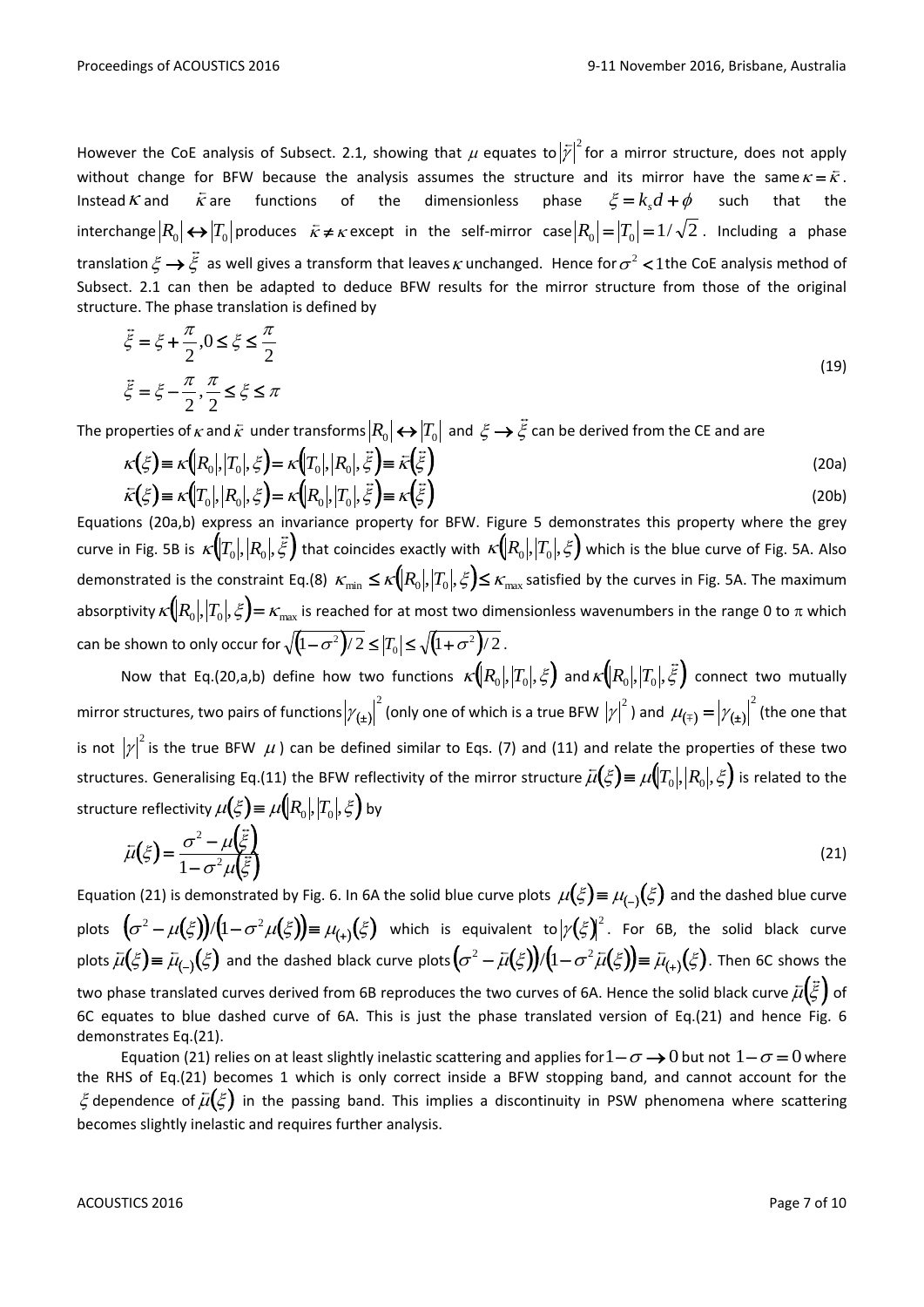However the CoE analysis of Subsect. 2.1, showing that $\mu$ equates to $|\breve{\gamma}|^2$ for a mirror structure, does not apply without change for BFW because the analysis assumes the structure and its mirror have the same $\kappa = \breve{\kappa}$. Instead $\kappa$ and $\breve{\kappa}$ are functions of the dimensionless phase $\xi = k_s d + \phi$ such that the interchange $|R_0| \leftrightarrow |T_0|$ produces $\breve{\kappa} \neq \kappa$ except in the self-mirror case $|R_0| = |T_0| = 1/\sqrt{2}$. Including a phase translation $\xi \rightarrow \ddot{\xi}$ as well gives a transform that leaves $\kappa$ unchanged. Hence for $\sigma^2 < 1$ the CoE analysis method of Subsect. 2.1 can then be adapted to deduce BFW results for the mirror structure from those of the original structure. The phase translation is defined by

$$
\begin{aligned}
\ddot{\xi} &= \xi + \frac{\pi}{2}, 0 \leq \xi \leq \frac{\pi}{2} \\
\ddot{\xi} &= \xi - \frac{\pi}{2}, \frac{\pi}{2} \leq \xi \leq \pi
\end{aligned}
\tag{19}
$$

The properties of $\kappa$ and $\breve{\kappa}$ under transforms $|R_0| \leftrightarrow |T_0|$ and $\xi \rightarrow \ddot{\xi}$ can be derived from the CE and are

$$
\kappa(\xi) \equiv \kappa(|R_0|, |T_0|, \xi) = \kappa(|T_0|, |R_0|, \ddot{\xi}) \equiv \breve{\kappa}(\ddot{\xi}) \tag{20a}
$$

$$
\breve{\kappa}(\xi) \equiv \kappa(|T_0|, |R_0|, \xi) = \kappa(|R_0|, |T_0|, \ddot{\xi}) \equiv \kappa(\ddot{\xi}) \tag{20b}
$$

Equations (20a,b) express an invariance property for BFW. Figure 5 demonstrates this property where the grey curve in Fig. 5B is $\kappa(|T_0|, |R_0|, \ddot{\xi})$ that coincides exactly with $\kappa(|R_0|, |T_0|, \xi)$ which is the blue curve of Fig. 5A. Also demonstrated is the constraint Eq.(8) $\kappa_{\min} \leq \kappa(|R_0|, |T_0|, \xi) \leq \kappa_{\max}$ satisfied by the curves in Fig. 5A. The maximum absorptivity $\kappa(|R_0|, |T_0|, \xi) = \kappa_{\max}$ is reached for at most two dimensionless wavenumbers in the range 0 to $\pi$ which can be shown to only occur for $\sqrt{(1-\sigma^2)/2} \leq |T_0| \leq \sqrt{(1+\sigma^2)/2}$.

Now that Eq.(20,a,b) define how two functions $\kappa(|R_0|, |T_0|, \xi)$ and $\kappa(|R_0|, |T_0|, \ddot{\xi})$ connect two mutually mirror structures, two pairs of functions $|\gamma_{(\pm)}|^2$ (only one of which is a true BFW $|\gamma|^2$) and $\mu_{(\mp)} = |\gamma_{(\pm)}|^2$ (the one that is not $|\gamma|^2$ is the true BFW $\mu$) can be defined similar to Eqs. (7) and (11) and relate the properties of these two structures. Generalising Eq.(11) the BFW reflectivity of the mirror structure $\breve{\mu}(\xi) \equiv \mu(|T_0|, |R_0|, \xi)$ is related to the structure reflectivity $\mu(\xi) \equiv \mu(|R_0|, |T_0|, \xi)$ by

$$
\breve{\mu}(\xi) = \frac{\sigma^2 - \mu(\ddot{\xi})}{1 - \sigma^2 \mu(\ddot{\xi})} \tag{21}
$$

Equation (21) is demonstrated by Fig. 6. In 6A the solid blue curve plots $\mu(\xi) \equiv \mu_{(-)}(\xi)$ and the dashed blue curve plots $(\sigma^2 - \mu(\xi))/(1 - \sigma^2 \mu(\xi)) \equiv \mu_{(+)}(\xi)$ which is equivalent to $|\gamma(\xi)|^2$. For 6B, the solid black curve plots $\breve{\mu}(\xi) \equiv \breve{\mu}_{(-)}(\xi)$ and the dashed black curve plots $(\sigma^2 - \breve{\mu}(\xi))/(1 - \sigma^2 \breve{\mu}(\xi)) \equiv \breve{\mu}_{(+)}(\xi)$. Then 6C shows the two phase translated curves derived from 6B reproduces the two curves of 6A. Hence the solid black curve $\breve{\mu}(\ddot{\xi})$ of 6C equates to blue dashed curve of 6A. This is just the phase translated version of Eq.(21) and hence Fig. 6 demonstrates Eq.(21).

Equation (21) relies on at least slightly inelastic scattering and applies for $1-\sigma \rightarrow 0$ but not $1-\sigma = 0$ where the RHS of Eq.(21) becomes 1 which is only correct inside a BFW stopping band, and cannot account for the $\xi$ dependence of $\breve{\mu}(\xi)$ in the passing band. This implies a discontinuity in PSW phenomena where scattering becomes slightly inelastic and requires further analysis.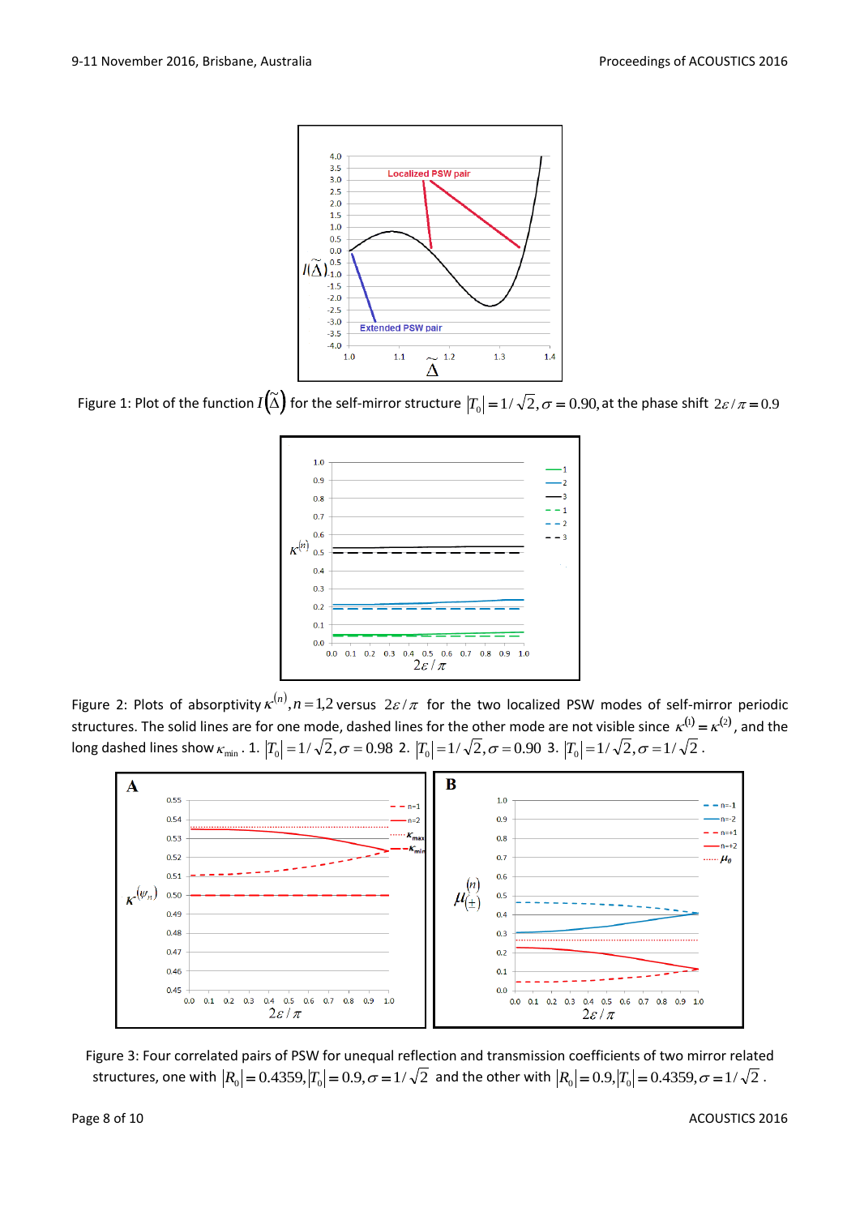Figure 1: Plot of the function $I(\tilde{\Delta})$ for the self-mirror structure $|T_0| = 1/\sqrt{2}, \sigma = 0.90$, at the phase shift $2\varepsilon/\pi = 0.9$

Figure 2: Plots of absorptivity $\kappa^{(n)}, n = 1,2$ versus $2\varepsilon/\pi$ for the two localized PSW modes of self-mirror periodic structures. The solid lines are for one mode, dashed lines for the other mode are not visible since $\kappa^{(1)} = \kappa^{(2)}$, and the long dashed lines show $\kappa_{\min}$. 1. $|T_0| = 1/\sqrt{2}, \sigma = 0.98$ 2. $|T_0| = 1/\sqrt{2}, \sigma = 0.90$ 3. $|T_0| = 1/\sqrt{2}, \sigma = 1/\sqrt{2}$.

Figure 3: Four correlated pairs of PSW for unequal reflection and transmission coefficients of two mirror related structures, one with $|R_0| = 0.4359, |T_0| = 0.9, \sigma = 1/\sqrt{2}$ and the other with $|R_0| = 0.9, |T_0| = 0.4359, \sigma = 1/\sqrt{2}$.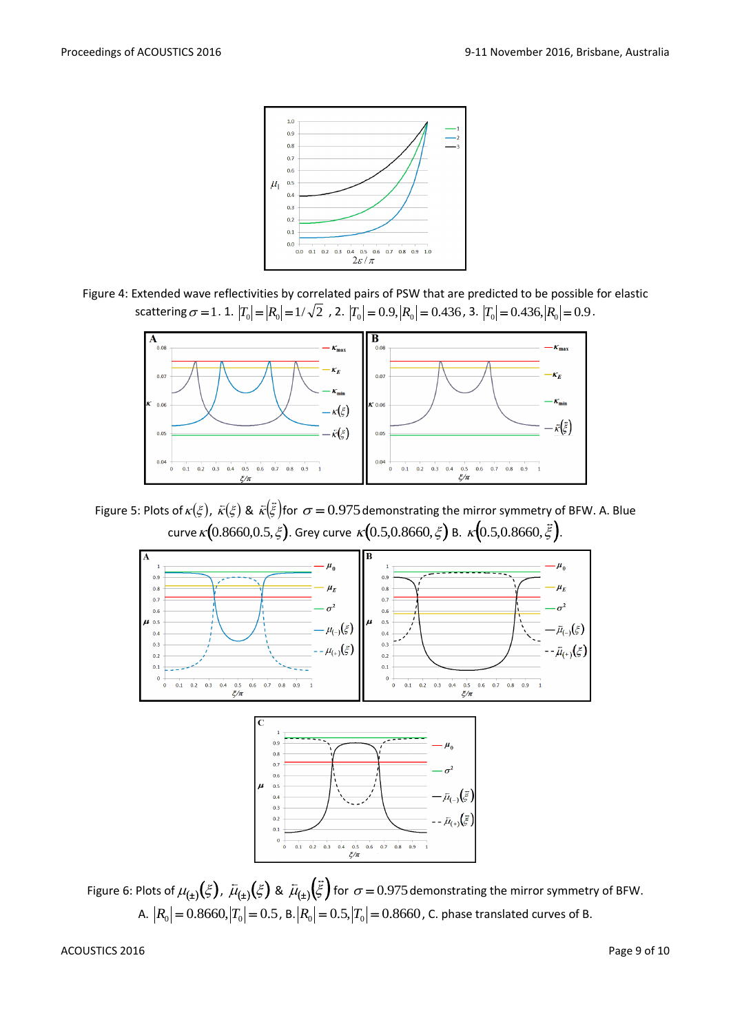Figure 4: Extended wave reflectivities by correlated pairs of PSW that are predicted to be possible for elastic scattering $\sigma = 1$. 1. $|T_0| = |R_0| = 1/\sqrt{2}$ , 2. $|T_0| = 0.9, |R_0| = 0.436$, 3. $|T_0| = 0.436, |R_0| = 0.9$.

Figure 5: Plots of $\kappa(\xi)$, $\bar{\kappa}(\xi)$ & $\bar{\kappa}(\bar{\xi})$ for $\sigma = 0.975$ demonstrating the mirror symmetry of BFW. A. Blue curve $\kappa(0.8660, 0.5, \xi)$. Grey curve $\kappa(0.5, 0.8660, \xi)$ B. $\kappa(0.5, 0.8660, \bar{\xi})$.

Figure 6: Plots of $\mu_{(\pm)}(\xi)$, $\bar{\mu}_{(\pm)}(\xi)$ & $\bar{\mu}_{(\pm)}(\bar{\xi})$ for $\sigma = 0.975$ demonstrating the mirror symmetry of BFW. A. $|R_0| = 0.8660, |T_0| = 0.5$, B. $|R_0| = 0.5, |T_0| = 0.8660$, C. phase translated curves of B.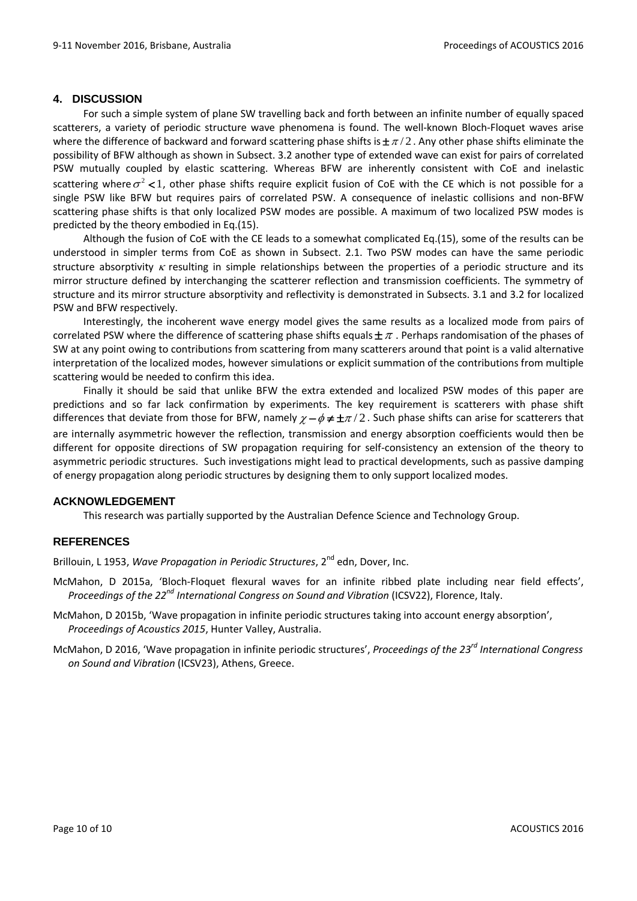## 4. DISCUSSION

For such a simple system of plane SW travelling back and forth between an infinite number of equally spaced scatterers, a variety of periodic structure wave phenomena is found. The well-known Bloch-Floquet waves arise where the difference of backward and forward scattering phase shifts is $\pm\pi/2$. Any other phase shifts eliminate the possibility of BFW although as shown in Subsect. 3.2 another type of extended wave can exist for pairs of correlated PSW mutually coupled by elastic scattering. Whereas BFW are inherently consistent with CoE and inelastic scattering where $\sigma^2 < 1$, other phase shifts require explicit fusion of CoE with the CE which is not possible for a single PSW like BFW but requires pairs of correlated PSW. A consequence of inelastic collisions and non-BFW scattering phase shifts is that only localized PSW modes are possible. A maximum of two localized PSW modes is predicted by the theory embodied in Eq.(15).

Although the fusion of CoE with the CE leads to a somewhat complicated Eq.(15), some of the results can be understood in simpler terms from CoE as shown in Subsect. 2.1. Two PSW modes can have the same periodic structure absorptivity $\kappa$ resulting in simple relationships between the properties of a periodic structure and its mirror structure defined by interchanging the scatterer reflection and transmission coefficients. The symmetry of structure and its mirror structure absorptivity and reflectivity is demonstrated in Subsects. 3.1 and 3.2 for localized PSW and BFW respectively.

Interestingly, the incoherent wave energy model gives the same results as a localized mode from pairs of correlated PSW where the difference of scattering phase shifts equals $\pm\pi$. Perhaps randomisation of the phases of SW at any point owing to contributions from scattering from many scatterers around that point is a valid alternative interpretation of the localized modes, however simulations or explicit summation of the contributions from multiple scattering would be needed to confirm this idea.

Finally it should be said that unlike BFW the extra extended and localized PSW modes of this paper are predictions and so far lack confirmation by experiments. The key requirement is scatterers with phase shift differences that deviate from those for BFW, namely $\chi - \phi \neq \pm\pi/2$. Such phase shifts can arise for scatterers that are internally asymmetric however the reflection, transmission and energy absorption coefficients would then be different for opposite directions of SW propagation requiring for self-consistency an extension of the theory to asymmetric periodic structures. Such investigations might lead to practical developments, such as passive damping of energy propagation along periodic structures by designing them to only support localized modes.

## ACKNOWLEDGEMENT

This research was partially supported by the Australian Defence Science and Technology Group.

## REFERENCES

Brillouin, L 1953, *Wave Propagation in Periodic Structures*, 2nd edn, Dover, Inc.

McMahon, D 2015a, 'Bloch-Floquet flexural waves for an infinite ribbed plate including near field effects', *Proceedings of the 22nd International Congress on Sound and Vibration* (ICSV22), Florence, Italy.

McMahon, D 2015b, 'Wave propagation in infinite periodic structures taking into account energy absorption', *Proceedings of Acoustics 2015*, Hunter Valley, Australia.

McMahon, D 2016, 'Wave propagation in infinite periodic structures', *Proceedings of the 23rd International Congress on Sound and Vibration* (ICSV23), Athens, Greece.